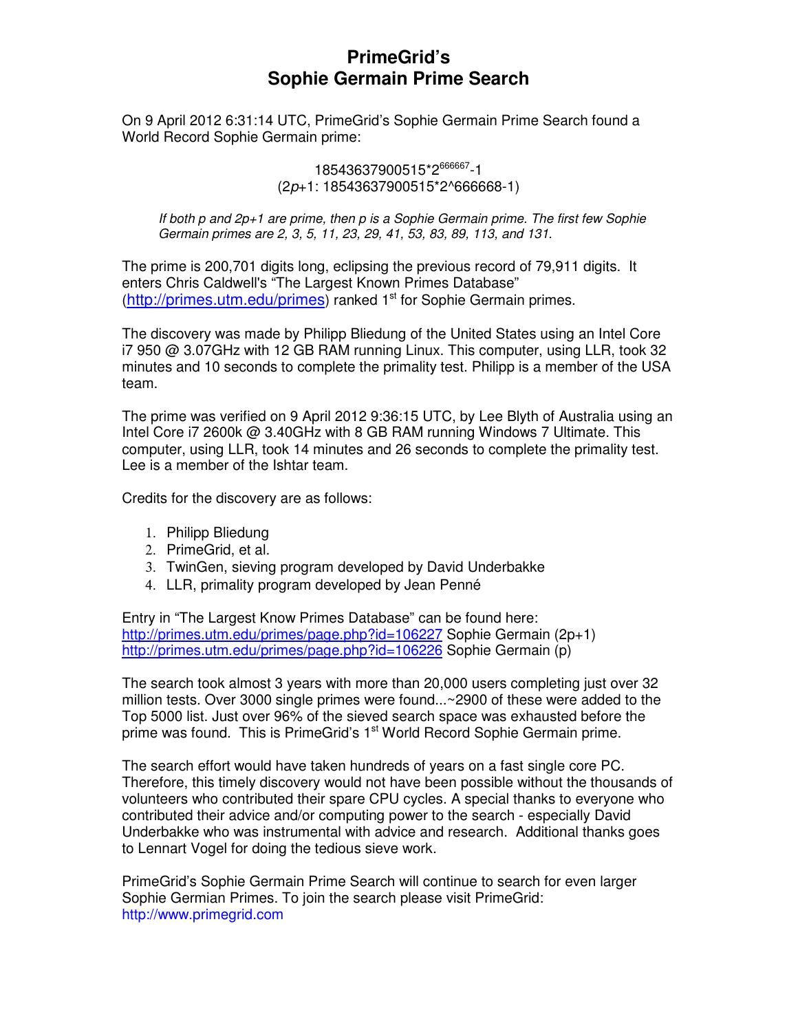# PrimeGrid's Sophie Germain Prime Search

On 9 April 2012 6:31:14 UTC, PrimeGrid's Sophie Germain Prime Search found a World Record Sophie Germain prime:

$$18543637900515*2^{666667}-1$$

(2*p*+1: 18543637900515*2^666668-1)

*If both p and 2p+1 are prime, then p is a Sophie Germain prime. The first few Sophie Germain primes are 2, 3, 5, 11, 23, 29, 41, 53, 83, 89, 113, and 131.*

The prime is 200,701 digits long, eclipsing the previous record of 79,911 digits. It enters Chris Caldwell's "The Largest Known Primes Database" (http://primes.utm.edu/primes) ranked 1st for Sophie Germain primes.

The discovery was made by Philipp Bliedung of the United States using an Intel Core i7 950 @ 3.07GHz with 12 GB RAM running Linux. This computer, using LLR, took 32 minutes and 10 seconds to complete the primality test. Philipp is a member of the USA team.

The prime was verified on 9 April 2012 9:36:15 UTC, by Lee Blyth of Australia using an Intel Core i7 2600k @ 3.40GHz with 8 GB RAM running Windows 7 Ultimate. This computer, using LLR, took 14 minutes and 26 seconds to complete the primality test. Lee is a member of the Ishtar team.

Credits for the discovery are as follows:

1. Philipp Bliedung
2. PrimeGrid, et al.
3. TwinGen, sieving program developed by David Underbakke
4. LLR, primality program developed by Jean Penné

Entry in "The Largest Know Primes Database" can be found here:
http://primes.utm.edu/primes/page.php?id=106227 Sophie Germain (2p+1)
http://primes.utm.edu/primes/page.php?id=106226 Sophie Germain (p)

The search took almost 3 years with more than 20,000 users completing just over 32 million tests. Over 3000 single primes were found...~2900 of these were added to the Top 5000 list. Just over 96% of the sieved search space was exhausted before the prime was found. This is PrimeGrid's 1st World Record Sophie Germain prime.

The search effort would have taken hundreds of years on a fast single core PC. Therefore, this timely discovery would not have been possible without the thousands of volunteers who contributed their spare CPU cycles. A special thanks to everyone who contributed their advice and/or computing power to the search - especially David Underbakke who was instrumental with advice and research. Additional thanks goes to Lennart Vogel for doing the tedious sieve work.

PrimeGrid's Sophie Germain Prime Search will continue to search for even larger Sophie Germian Primes. To join the search please visit PrimeGrid: http://www.primegrid.com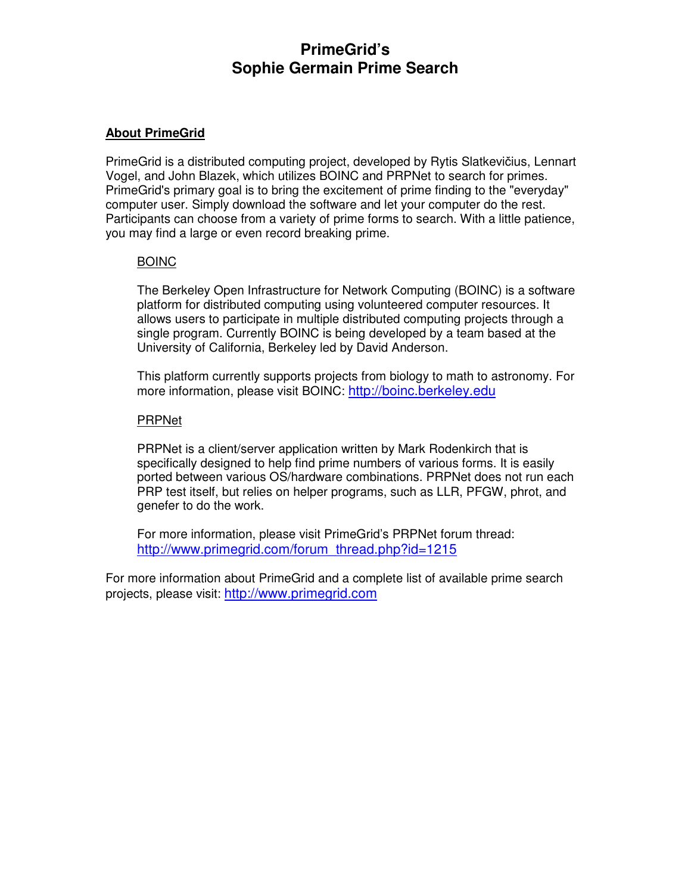# PrimeGrid's
# Sophie Germain Prime Search

## About PrimeGrid

PrimeGrid is a distributed computing project, developed by Rytis Slatkevičius, Lennart Vogel, and John Blazek, which utilizes BOINC and PRPNet to search for primes. PrimeGrid's primary goal is to bring the excitement of prime finding to the "everyday" computer user. Simply download the software and let your computer do the rest. Participants can choose from a variety of prime forms to search. With a little patience, you may find a large or even record breaking prime.

### BOINC

The Berkeley Open Infrastructure for Network Computing (BOINC) is a software platform for distributed computing using volunteered computer resources. It allows users to participate in multiple distributed computing projects through a single program. Currently BOINC is being developed by a team based at the University of California, Berkeley led by David Anderson.

This platform currently supports projects from biology to math to astronomy. For more information, please visit BOINC: http://boinc.berkeley.edu

### PRPNet

PRPNet is a client/server application written by Mark Rodenkirch that is specifically designed to help find prime numbers of various forms. It is easily ported between various OS/hardware combinations. PRPNet does not run each PRP test itself, but relies on helper programs, such as LLR, PFGW, phrot, and genefer to do the work.

For more information, please visit PrimeGrid's PRPNet forum thread: http://www.primegrid.com/forum_thread.php?id=1215

For more information about PrimeGrid and a complete list of available prime search projects, please visit: http://www.primegrid.com